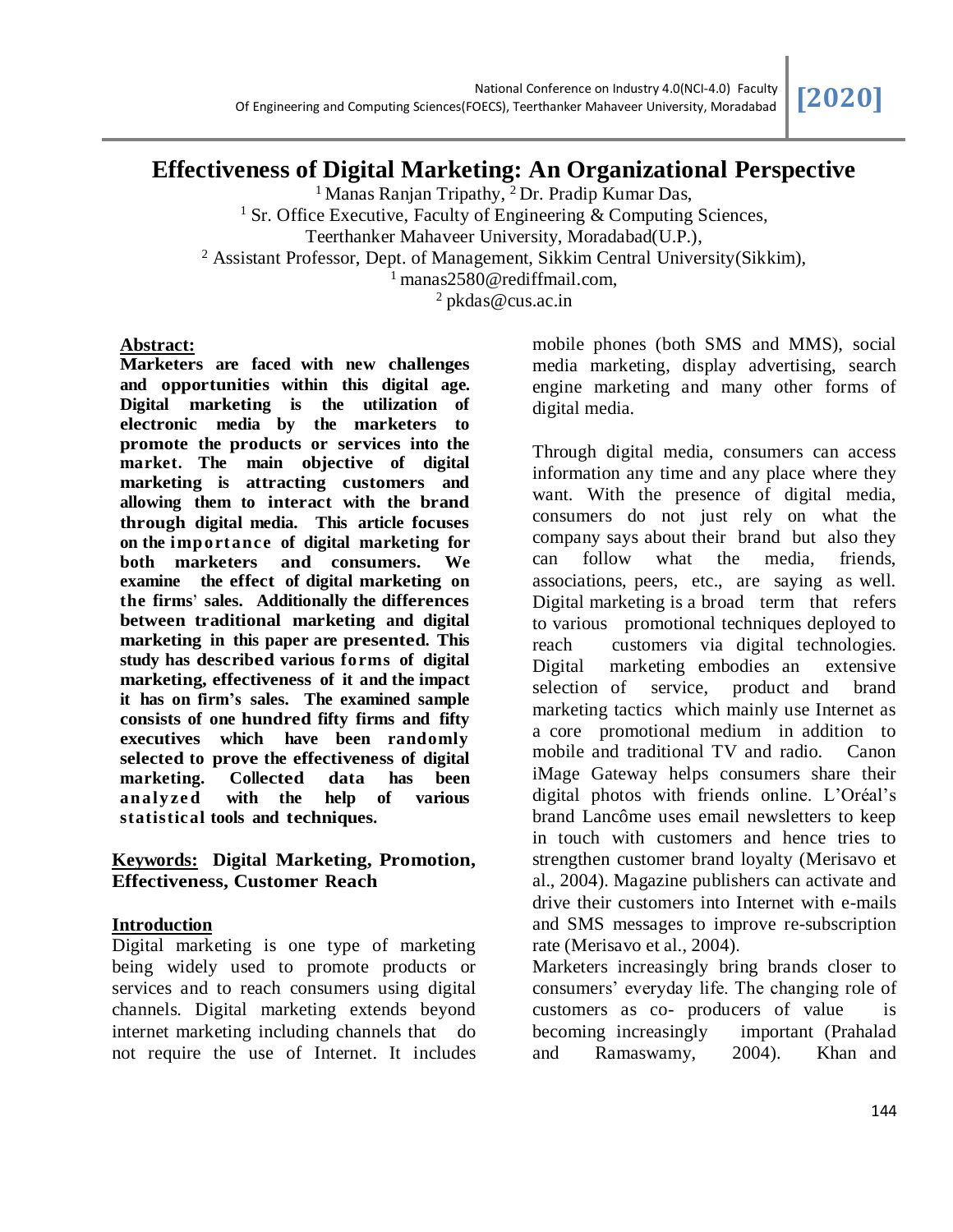# Effectiveness of Digital Marketing: An Organizational Perspective

[1] Manas Ranjan Tripathy, [2] Dr. Pradip Kumar Das,

[1] Sr. Office Executive, Faculty of Engineering & Computing Sciences, Teerthanker Mahaveer University, Moradabad(U.P.),

[2] Assistant Professor, Dept. of Management, Sikkim Central University(Sikkim),

[1] manas2580@rediffmail.com,

[2] pkdas@cus.ac.in

**Abstract:**

**Marketers are faced with new challenges and opportunities within this digital age. Digital marketing is the utilization of electronic media by the marketers to promote the products or services into the market. The main objective of digital marketing is attracting customers and allowing them to interact with the brand through digital media. This article focuses on the importance of digital marketing for both marketers and consumers. We examine the effect of digital marketing on the firms' sales. Additionally the differences between traditional marketing and digital marketing in this paper are presented. This study has described various forms of digital marketing, effectiveness of it and the impact it has on firm's sales. The examined sample consists of one hundred fifty firms and fifty executives which have been randomly selected to prove the effectiveness of digital marketing. Collected data has been analyzed with the help of various statistical tools and techniques.**

**Keywords:** **Digital Marketing, Promotion, Effectiveness, Customer Reach**

## Introduction

Digital marketing is one type of marketing being widely used to promote products or services and to reach consumers using digital channels. Digital marketing extends beyond internet marketing including channels that do not require the use of Internet. It includes mobile phones (both SMS and MMS), social media marketing, display advertising, search engine marketing and many other forms of digital media.

Through digital media, consumers can access information any time and any place where they want. With the presence of digital media, consumers do not just rely on what the company says about their brand but also they can follow what the media, friends, associations, peers, etc., are saying as well. Digital marketing is a broad term that refers to various promotional techniques deployed to reach customers via digital technologies. Digital marketing embodies an extensive selection of service, product and brand marketing tactics which mainly use Internet as a core promotional medium in addition to mobile and traditional TV and radio. Canon iMage Gateway helps consumers share their digital photos with friends online. L'Oréal's brand Lancôme uses email newsletters to keep in touch with customers and hence tries to strengthen customer brand loyalty (Merisavo et al., 2004). Magazine publishers can activate and drive their customers into Internet with e-mails and SMS messages to improve re-subscription rate (Merisavo et al., 2004).

Marketers increasingly bring brands closer to consumers' everyday life. The changing role of customers as co- producers of value is becoming increasingly important (Prahalad and Ramaswamy, 2004). Khan and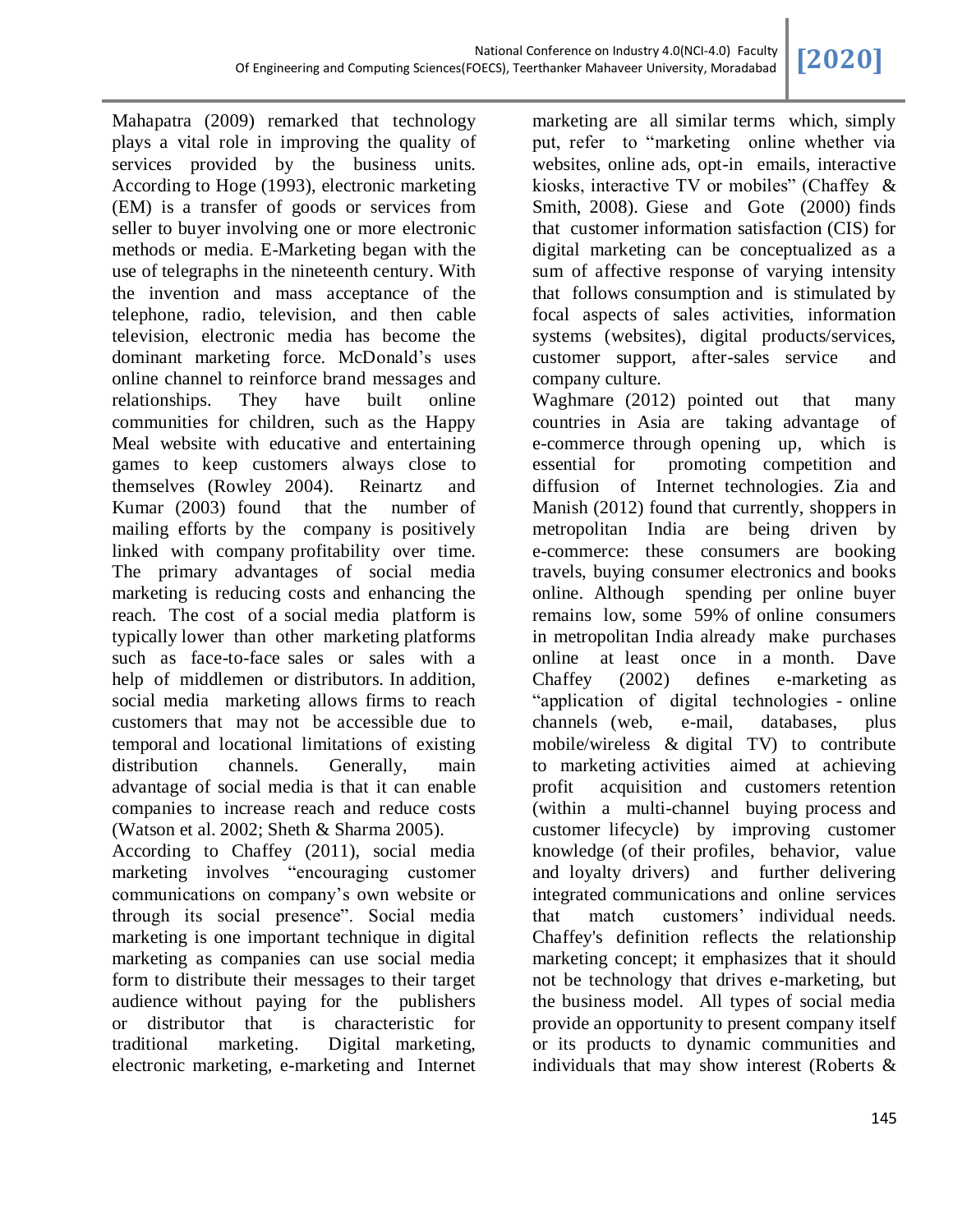Mahapatra (2009) remarked that technology plays a vital role in improving the quality of services provided by the business units. According to Hoge (1993), electronic marketing (EM) is a transfer of goods or services from seller to buyer involving one or more electronic methods or media. E-Marketing began with the use of telegraphs in the nineteenth century. With the invention and mass acceptance of the telephone, radio, television, and then cable television, electronic media has become the dominant marketing force. McDonald's uses online channel to reinforce brand messages and relationships. They have built online communities for children, such as the Happy Meal website with educative and entertaining games to keep customers always close to themselves (Rowley 2004). Reinartz and Kumar (2003) found that the number of mailing efforts by the company is positively linked with company profitability over time. The primary advantages of social media marketing is reducing costs and enhancing the reach. The cost of a social media platform is typically lower than other marketing platforms such as face-to-face sales or sales with a help of middlemen or distributors. In addition, social media marketing allows firms to reach customers that may not be accessible due to temporal and locational limitations of existing distribution channels. Generally, main advantage of social media is that it can enable companies to increase reach and reduce costs (Watson et al. 2002; Sheth & Sharma 2005).

According to Chaffey (2011), social media marketing involves "encouraging customer communications on company's own website or through its social presence". Social media marketing is one important technique in digital marketing as companies can use social media form to distribute their messages to their target audience without paying for the publishers or distributor that is characteristic for traditional marketing. Digital marketing, electronic marketing, e-marketing and Internet marketing are all similar terms which, simply put, refer to "marketing online whether via websites, online ads, opt-in emails, interactive kiosks, interactive TV or mobiles" (Chaffey & Smith, 2008). Giese and Gote (2000) finds that customer information satisfaction (CIS) for digital marketing can be conceptualized as a sum of affective response of varying intensity that follows consumption and is stimulated by focal aspects of sales activities, information systems (websites), digital products/services, customer support, after-sales service and company culture.

Waghmare (2012) pointed out that many countries in Asia are taking advantage of e-commerce through opening up, which is essential for promoting competition and diffusion of Internet technologies. Zia and Manish (2012) found that currently, shoppers in metropolitan India are being driven by e-commerce: these consumers are booking travels, buying consumer electronics and books online. Although spending per online buyer remains low, some 59% of online consumers in metropolitan India already make purchases online at least once in a month. Dave Chaffey (2002) defines e-marketing as "application of digital technologies - online channels (web, e-mail, databases, plus mobile/wireless & digital TV) to contribute to marketing activities aimed at achieving profit acquisition and customers retention (within a multi-channel buying process and customer lifecycle) by improving customer knowledge (of their profiles, behavior, value and loyalty drivers) and further delivering integrated communications and online services that match customers' individual needs. Chaffey's definition reflects the relationship marketing concept; it emphasizes that it should not be technology that drives e-marketing, but the business model. All types of social media provide an opportunity to present company itself or its products to dynamic communities and individuals that may show interest (Roberts &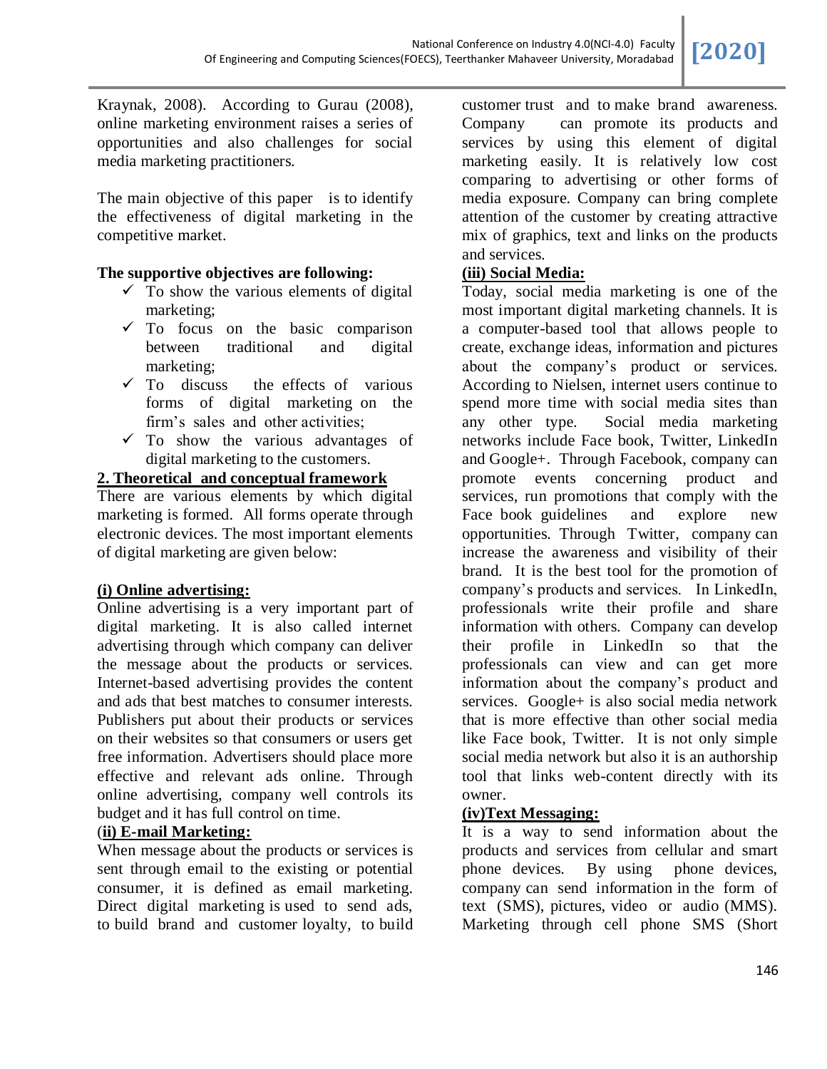Kraynak, 2008). According to Gurau (2008), online marketing environment raises a series of opportunities and also challenges for social media marketing practitioners.

The main objective of this paper is to identify the effectiveness of digital marketing in the competitive market.

**The supportive objectives are following:**

- ✓ To show the various elements of digital marketing;
- ✓ To focus on the basic comparison between traditional and digital marketing;
- ✓ To discuss the effects of various forms of digital marketing on the firm's sales and other activities;
- ✓ To show the various advantages of digital marketing to the customers.

## 2. Theoretical and conceptual framework

There are various elements by which digital marketing is formed. All forms operate through electronic devices. The most important elements of digital marketing are given below:

### (i) Online advertising:

Online advertising is a very important part of digital marketing. It is also called internet advertising through which company can deliver the message about the products or services. Internet-based advertising provides the content and ads that best matches to consumer interests. Publishers put about their products or services on their websites so that consumers or users get free information. Advertisers should place more effective and relevant ads online. Through online advertising, company well controls its budget and it has full control on time.

### (ii) E-mail Marketing:

When message about the products or services is sent through email to the existing or potential consumer, it is defined as email marketing. Direct digital marketing is used to send ads, to build brand and customer loyalty, to build customer trust and to make brand awareness. Company can promote its products and services by using this element of digital marketing easily. It is relatively low cost comparing to advertising or other forms of media exposure. Company can bring complete attention of the customer by creating attractive mix of graphics, text and links on the products and services.

### (iii) Social Media:

Today, social media marketing is one of the most important digital marketing channels. It is a computer-based tool that allows people to create, exchange ideas, information and pictures about the company's product or services. According to Nielsen, internet users continue to spend more time with social media sites than any other type. Social media marketing networks include Face book, Twitter, LinkedIn and Google+. Through Facebook, company can promote events concerning product and services, run promotions that comply with the Face book guidelines and explore new opportunities. Through Twitter, company can increase the awareness and visibility of their brand. It is the best tool for the promotion of company's products and services. In LinkedIn, professionals write their profile and share information with others. Company can develop their profile in LinkedIn so that the professionals can view and can get more information about the company's product and services. Google+ is also social media network that is more effective than other social media like Face book, Twitter. It is not only simple social media network but also it is an authorship tool that links web-content directly with its owner.

### (iv)Text Messaging:

It is a way to send information about the products and services from cellular and smart phone devices. By using phone devices, company can send information in the form of text (SMS), pictures, video or audio (MMS). Marketing through cell phone SMS (Short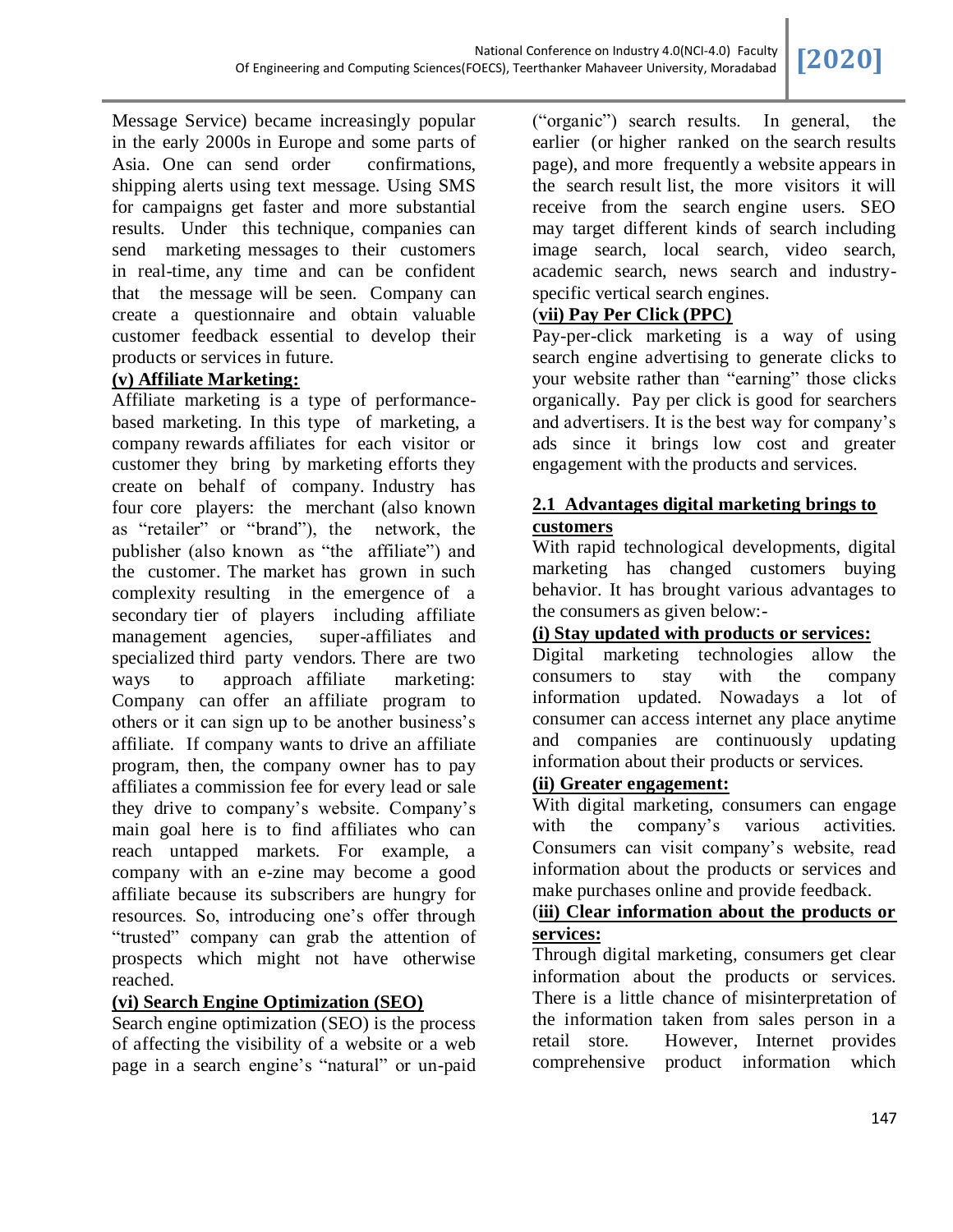Message Service) became increasingly popular in the early 2000s in Europe and some parts of Asia. One can send order confirmations, shipping alerts using text message. Using SMS for campaigns get faster and more substantial results. Under this technique, companies can send marketing messages to their customers in real-time, any time and can be confident that the message will be seen. Company can create a questionnaire and obtain valuable customer feedback essential to develop their products or services in future.

**(v) Affiliate Marketing:**

Affiliate marketing is a type of performance-based marketing. In this type of marketing, a company rewards affiliates for each visitor or customer they bring by marketing efforts they create on behalf of company. Industry has four core players: the merchant (also known as "retailer" or "brand"), the network, the publisher (also known as "the affiliate") and the customer. The market has grown in such complexity resulting in the emergence of a secondary tier of players including affiliate management agencies, super-affiliates and specialized third party vendors. There are two ways to approach affiliate marketing: Company can offer an affiliate program to others or it can sign up to be another business's affiliate. If company wants to drive an affiliate program, then, the company owner has to pay affiliates a commission fee for every lead or sale they drive to company's website. Company's main goal here is to find affiliates who can reach untapped markets. For example, a company with an e-zine may become a good affiliate because its subscribers are hungry for resources. So, introducing one's offer through "trusted" company can grab the attention of prospects which might not have otherwise reached.

**(vi) Search Engine Optimization (SEO)**

Search engine optimization (SEO) is the process of affecting the visibility of a website or a web page in a search engine's "natural" or un-paid ("organic") search results. In general, the earlier (or higher ranked on the search results page), and more frequently a website appears in the search result list, the more visitors it will receive from the search engine users. SEO may target different kinds of search including image search, local search, video search, academic search, news search and industry-specific vertical search engines.

**(vii) Pay Per Click (PPC)**

Pay-per-click marketing is a way of using search engine advertising to generate clicks to your website rather than "earning" those clicks organically. Pay per click is good for searchers and advertisers. It is the best way for company's ads since it brings low cost and greater engagement with the products and services.

## 2.1 Advantages digital marketing brings to customers

With rapid technological developments, digital marketing has changed customers buying behavior. It has brought various advantages to the consumers as given below:-

**(i) Stay updated with products or services:**

Digital marketing technologies allow the consumers to stay with the company information updated. Nowadays a lot of consumer can access internet any place anytime and companies are continuously updating information about their products or services.

**(ii) Greater engagement:**

With digital marketing, consumers can engage with the company's various activities. Consumers can visit company's website, read information about the products or services and make purchases online and provide feedback.

**(iii) Clear information about the products or services:**

Through digital marketing, consumers get clear information about the products or services. There is a little chance of misinterpretation of the information taken from sales person in a retail store. However, Internet provides comprehensive product information which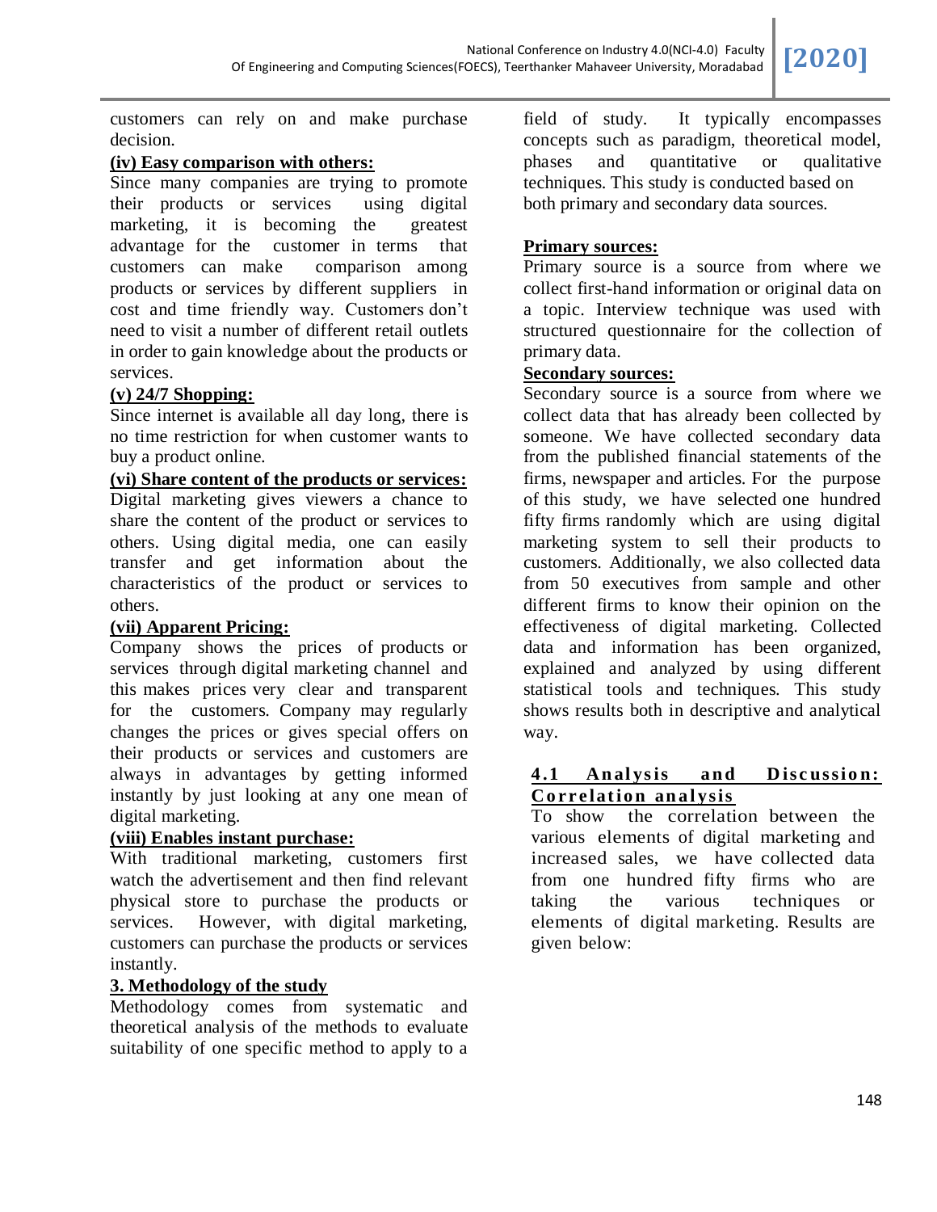customers can rely on and make purchase decision.

**(iv) Easy comparison with others:**

Since many companies are trying to promote their products or services using digital marketing, it is becoming the greatest advantage for the customer in terms that customers can make comparison among products or services by different suppliers in cost and time friendly way. Customers don't need to visit a number of different retail outlets in order to gain knowledge about the products or services.

**(v) 24/7 Shopping:**

Since internet is available all day long, there is no time restriction for when customer wants to buy a product online.

**(vi) Share content of the products or services:**

Digital marketing gives viewers a chance to share the content of the product or services to others. Using digital media, one can easily transfer and get information about the characteristics of the product or services to others.

**(vii) Apparent Pricing:**

Company shows the prices of products or services through digital marketing channel and this makes prices very clear and transparent for the customers. Company may regularly changes the prices or gives special offers on their products or services and customers are always in advantages by getting informed instantly by just looking at any one mean of digital marketing.

**(viii) Enables instant purchase:**

With traditional marketing, customers first watch the advertisement and then find relevant physical store to purchase the products or services. However, with digital marketing, customers can purchase the products or services instantly.

## 3. Methodology of the study

Methodology comes from systematic and theoretical analysis of the methods to evaluate suitability of one specific method to apply to a field of study. It typically encompasses concepts such as paradigm, theoretical model, phases and quantitative or qualitative techniques. This study is conducted based on both primary and secondary data sources.

**Primary sources:**

Primary source is a source from where we collect first-hand information or original data on a topic. Interview technique was used with structured questionnaire for the collection of primary data.

**Secondary sources:**

Secondary source is a source from where we collect data that has already been collected by someone. We have collected secondary data from the published financial statements of the firms, newspaper and articles. For the purpose of this study, we have selected one hundred fifty firms randomly which are using digital marketing system to sell their products to customers. Additionally, we also collected data from 50 executives from sample and other different firms to know their opinion on the effectiveness of digital marketing. Collected data and information has been organized, explained and analyzed by using different statistical tools and techniques. This study shows results both in descriptive and analytical way.

### 4.1 Analysis and Discussion: Correlation analysis

To show the correlation between the various elements of digital marketing and increased sales, we have collected data from one hundred fifty firms who are taking the various techniques or elements of digital marketing. Results are given below: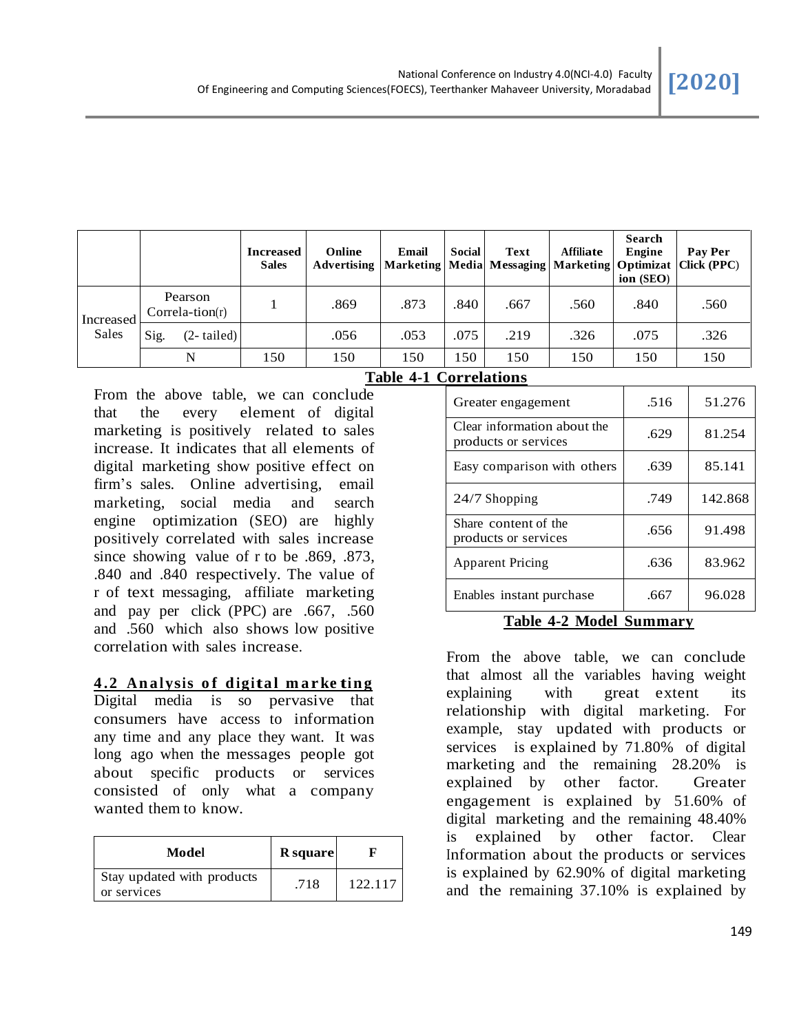| | | Increased Sales | Online Advertising | Email Marketing | Social Media | Text Messaging | Affiliate Marketing | Search Engine Optimizat ion (SEO) | Pay Per Click (PPC) |
|---|---|---|---|---|---|---|---|---|---|
| Increased Sales | Pearson Correla-tion(r) | 1 | .869 | .873 | .840 | .667 | .560 | .840 | .560 |
| | Sig. (2- tailed) | | .056 | .053 | .075 | .219 | .326 | .075 | .326 |
| | N | 150 | 150 | 150 | 150 | 150 | 150 | 150 | 150 |

**Table 4-1 Correlations**

From the above table, we can conclude that the every element of digital marketing is positively related to sales increase. It indicates that all elements of digital marketing show positive effect on firm's sales. Online advertising, email marketing, social media and search engine optimization (SEO) are highly positively correlated with sales increase since showing value of r to be .869, .873, .840 and .840 respectively. The value of r of text messaging, affiliate marketing and pay per click (PPC) are .667, .560 and .560 which also shows low positive correlation with sales increase.

## 4.2 Analysis of digital marketing

Digital media is so pervasive that consumers have access to information any time and any place they want. It was long ago when the messages people got about specific products or services consisted of only what a company wanted them to know.

| Model | R square | F |
|---|---|---|
| Stay updated with products or services | .718 | 122.117 |
| Greater engagement | .516 | 51.276 |
| Clear information about the products or services | .629 | 81.254 |
| Easy comparison with others | .639 | 85.141 |
| 24/7 Shopping | .749 | 142.868 |
| Share content of the products or services | .656 | 91.498 |
| Apparent Pricing | .636 | 83.962 |
| Enables instant purchase | .667 | 96.028 |

**Table 4-2 Model Summary**

From the above table, we can conclude that almost all the variables having weight explaining with great extent its relationship with digital marketing. For example, stay updated with products or services is explained by 71.80% of digital marketing and the remaining 28.20% is explained by other factor. Greater engagement is explained by 51.60% of digital marketing and the remaining 48.40% is explained by other factor. Clear Information about the products or services is explained by 62.90% of digital marketing and the remaining 37.10% is explained by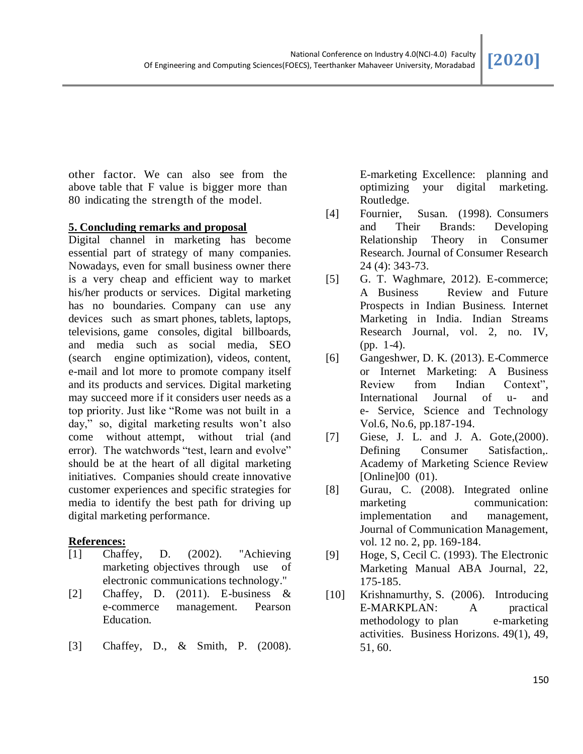other factor. We can also see from the above table that F value is bigger more than 80 indicating the strength of the model.

## 5. Concluding remarks and proposal

Digital channel in marketing has become essential part of strategy of many companies. Nowadays, even for small business owner there is a very cheap and efficient way to market his/her products or services. Digital marketing has no boundaries. Company can use any devices such as smart phones, tablets, laptops, televisions, game consoles, digital billboards, and media such as social media, SEO (search engine optimization), videos, content, e-mail and lot more to promote company itself and its products and services. Digital marketing may succeed more if it considers user needs as a top priority. Just like "Rome was not built in a day," so, digital marketing results won't also come without attempt, without trial (and error). The watchwords "test, learn and evolve" should be at the heart of all digital marketing initiatives. Companies should create innovative customer experiences and specific strategies for media to identify the best path for driving up digital marketing performance.

## References:

[1] Chaffey, D. (2002). "Achieving marketing objectives through use of electronic communications technology."

[2] Chaffey, D. (2011). E-business & e-commerce management. Pearson Education.

[3] Chaffey, D., & Smith, P. (2008). E-marketing Excellence: planning and optimizing your digital marketing. Routledge.

[4] Fournier, Susan. (1998). Consumers and Their Brands: Developing Relationship Theory in Consumer Research. Journal of Consumer Research 24 (4): 343-73.

[5] G. T. Waghmare, 2012). E-commerce; A Business Review and Future Prospects in Indian Business. Internet Marketing in India. Indian Streams Research Journal, vol. 2, no. IV, (pp. 1-4).

[6] Gangeshwer, D. K. (2013). E-Commerce or Internet Marketing: A Business Review from Indian Context", International Journal of u- and e- Service, Science and Technology Vol.6, No.6, pp.187-194.

[7] Giese, J. L. and J. A. Gote,(2000). Defining Consumer Satisfaction,. Academy of Marketing Science Review [Online]00 (01).

[8] Gurau, C. (2008). Integrated online marketing communication: implementation and management, Journal of Communication Management, vol. 12 no. 2, pp. 169-184.

[9] Hoge, S, Cecil C. (1993). The Electronic Marketing Manual ABA Journal, 22, 175-185.

[10] Krishnamurthy, S. (2006). Introducing E-MARKPLAN: A practical methodology to plan e-marketing activities. Business Horizons. 49(1), 49, 51, 60.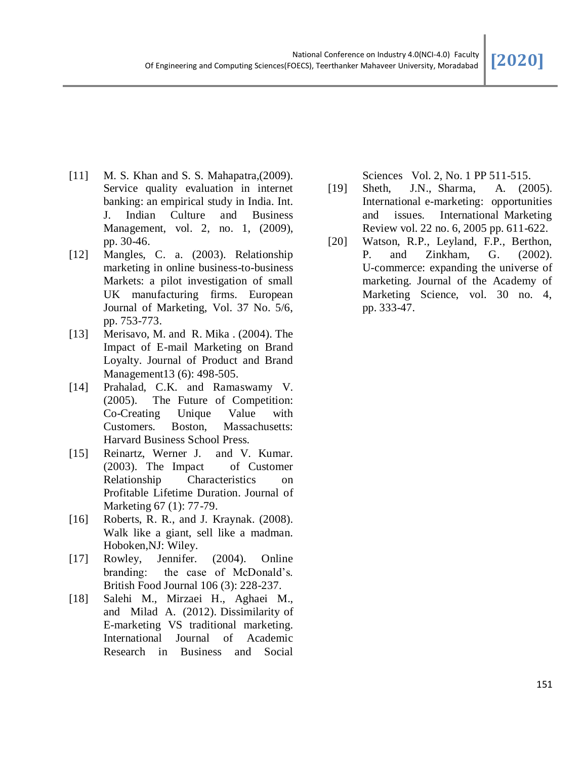[11] M. S. Khan and S. S. Mahapatra,(2009). Service quality evaluation in internet banking: an empirical study in India. Int. J. Indian Culture and Business Management, vol. 2, no. 1, (2009), pp. 30-46.

[12] Mangles, C. a. (2003). Relationship marketing in online business-to-business Markets: a pilot investigation of small UK manufacturing firms. European Journal of Marketing, Vol. 37 No. 5/6, pp. 753-773.

[13] Merisavo, M. and R. Mika . (2004). The Impact of E-mail Marketing on Brand Loyalty. Journal of Product and Brand Management13 (6): 498-505.

[14] Prahalad, C.K. and Ramaswamy V. (2005). The Future of Competition: Co-Creating Unique Value with Customers. Boston, Massachusetts: Harvard Business School Press.

[15] Reinartz, Werner J. and V. Kumar. (2003). The Impact of Customer Relationship Characteristics on Profitable Lifetime Duration. Journal of Marketing 67 (1): 77-79.

[16] Roberts, R. R., and J. Kraynak. (2008). Walk like a giant, sell like a madman. Hoboken,NJ: Wiley.

[17] Rowley, Jennifer. (2004). Online branding: the case of McDonald's. British Food Journal 106 (3): 228-237.

[18] Salehi M., Mirzaei H., Aghaei M., and Milad A. (2012). Dissimilarity of E-marketing VS traditional marketing. International Journal of Academic Research in Business and Social Sciences Vol. 2, No. 1 PP 511-515.

[19] Sheth, J.N., Sharma, A. (2005). International e-marketing: opportunities and issues. International Marketing Review vol. 22 no. 6, 2005 pp. 611-622.

[20] Watson, R.P., Leyland, F.P., Berthon, P. and Zinkham, G. (2002). U-commerce: expanding the universe of marketing. Journal of the Academy of Marketing Science, vol. 30 no. 4, pp. 333-47.